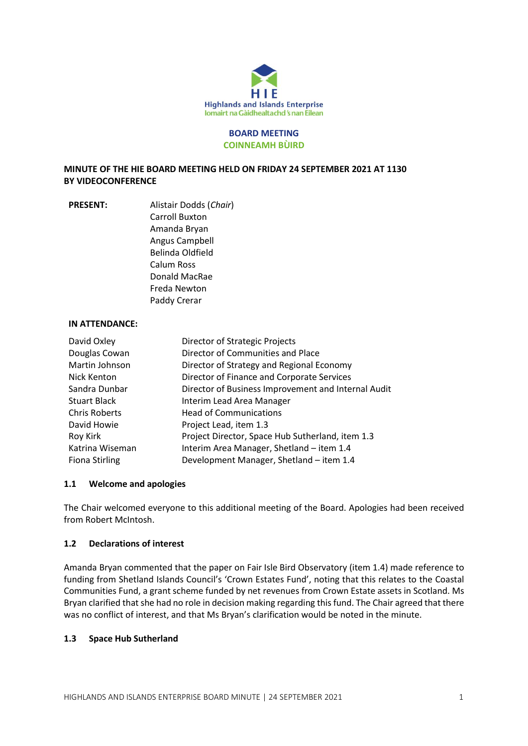Highlands and Islands Enterprise
Iomairt na Gàidhealtachd 's nan Eilean

**BOARD MEETING**
**COINNEAMH BÙIRD**

**MINUTE OF THE HIE BOARD MEETING HELD ON FRIDAY 24 SEPTEMBER 2021 AT 1130 BY VIDEOCONFERENCE**

**PRESENT:**

Alistair Dodds (*Chair*)
Carroll Buxton
Amanda Bryan
Angus Campbell
Belinda Oldfield
Calum Ross
Donald MacRae
Freda Newton
Paddy Crerar

**IN ATTENDANCE:**

| | |
|---|---|
| David Oxley | Director of Strategic Projects |
| Douglas Cowan | Director of Communities and Place |
| Martin Johnson | Director of Strategy and Regional Economy |
| Nick Kenton | Director of Finance and Corporate Services |
| Sandra Dunbar | Director of Business Improvement and Internal Audit |
| Stuart Black | Interim Lead Area Manager |
| Chris Roberts | Head of Communications |
| David Howie | Project Lead, item 1.3 |
| Roy Kirk | Project Director, Space Hub Sutherland, item 1.3 |
| Katrina Wiseman | Interim Area Manager, Shetland – item 1.4 |
| Fiona Stirling | Development Manager, Shetland – item 1.4 |

### 1.1 Welcome and apologies

The Chair welcomed everyone to this additional meeting of the Board. Apologies had been received from Robert McIntosh.

### 1.2 Declarations of interest

Amanda Bryan commented that the paper on Fair Isle Bird Observatory (item 1.4) made reference to funding from Shetland Islands Council's 'Crown Estates Fund', noting that this relates to the Coastal Communities Fund, a grant scheme funded by net revenues from Crown Estate assets in Scotland. Ms Bryan clarified that she had no role in decision making regarding this fund. The Chair agreed that there was no conflict of interest, and that Ms Bryan's clarification would be noted in the minute.

### 1.3 Space Hub Sutherland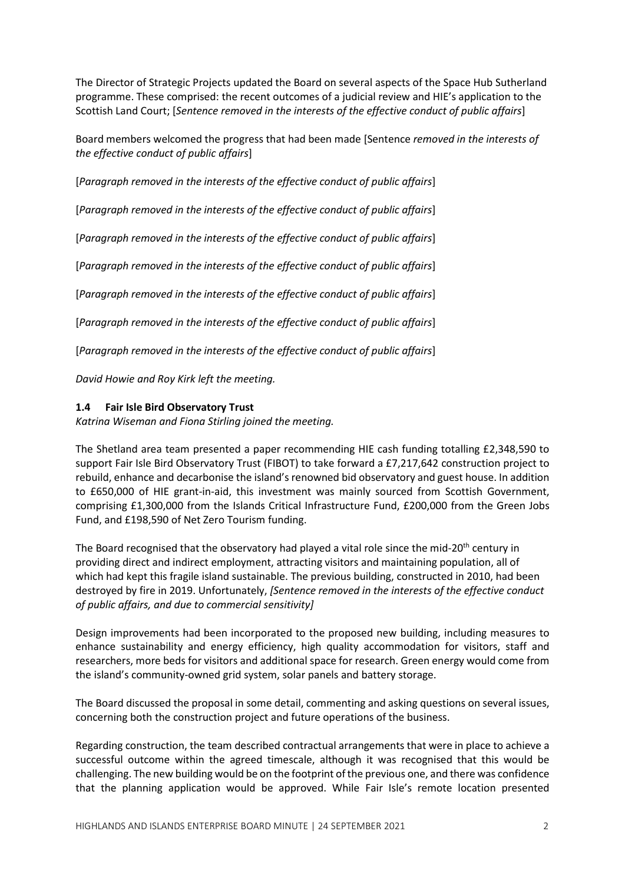The Director of Strategic Projects updated the Board on several aspects of the Space Hub Sutherland programme. These comprised: the recent outcomes of a judicial review and HIE's application to the Scottish Land Court; [*Sentence removed in the interests of the effective conduct of public affairs*]

Board members welcomed the progress that had been made [Sentence *removed in the interests of the effective conduct of public affairs*]

[*Paragraph removed in the interests of the effective conduct of public affairs*]

[*Paragraph removed in the interests of the effective conduct of public affairs*]

[*Paragraph removed in the interests of the effective conduct of public affairs*]

[*Paragraph removed in the interests of the effective conduct of public affairs*]

[*Paragraph removed in the interests of the effective conduct of public affairs*]

[*Paragraph removed in the interests of the effective conduct of public affairs*]

[*Paragraph removed in the interests of the effective conduct of public affairs*]

*David Howie and Roy Kirk left the meeting.*

### 1.4 Fair Isle Bird Observatory Trust

*Katrina Wiseman and Fiona Stirling joined the meeting.*

The Shetland area team presented a paper recommending HIE cash funding totalling £2,348,590 to support Fair Isle Bird Observatory Trust (FIBOT) to take forward a £7,217,642 construction project to rebuild, enhance and decarbonise the island's renowned bid observatory and guest house. In addition to £650,000 of HIE grant-in-aid, this investment was mainly sourced from Scottish Government, comprising £1,300,000 from the Islands Critical Infrastructure Fund, £200,000 from the Green Jobs Fund, and £198,590 of Net Zero Tourism funding.

The Board recognised that the observatory had played a vital role since the mid-20th century in providing direct and indirect employment, attracting visitors and maintaining population, all of which had kept this fragile island sustainable. The previous building, constructed in 2010, had been destroyed by fire in 2019. Unfortunately, *[Sentence removed in the interests of the effective conduct of public affairs, and due to commercial sensitivity]*

Design improvements had been incorporated to the proposed new building, including measures to enhance sustainability and energy efficiency, high quality accommodation for visitors, staff and researchers, more beds for visitors and additional space for research. Green energy would come from the island's community-owned grid system, solar panels and battery storage.

The Board discussed the proposal in some detail, commenting and asking questions on several issues, concerning both the construction project and future operations of the business.

Regarding construction, the team described contractual arrangements that were in place to achieve a successful outcome within the agreed timescale, although it was recognised that this would be challenging. The new building would be on the footprint of the previous one, and there was confidence that the planning application would be approved. While Fair Isle's remote location presented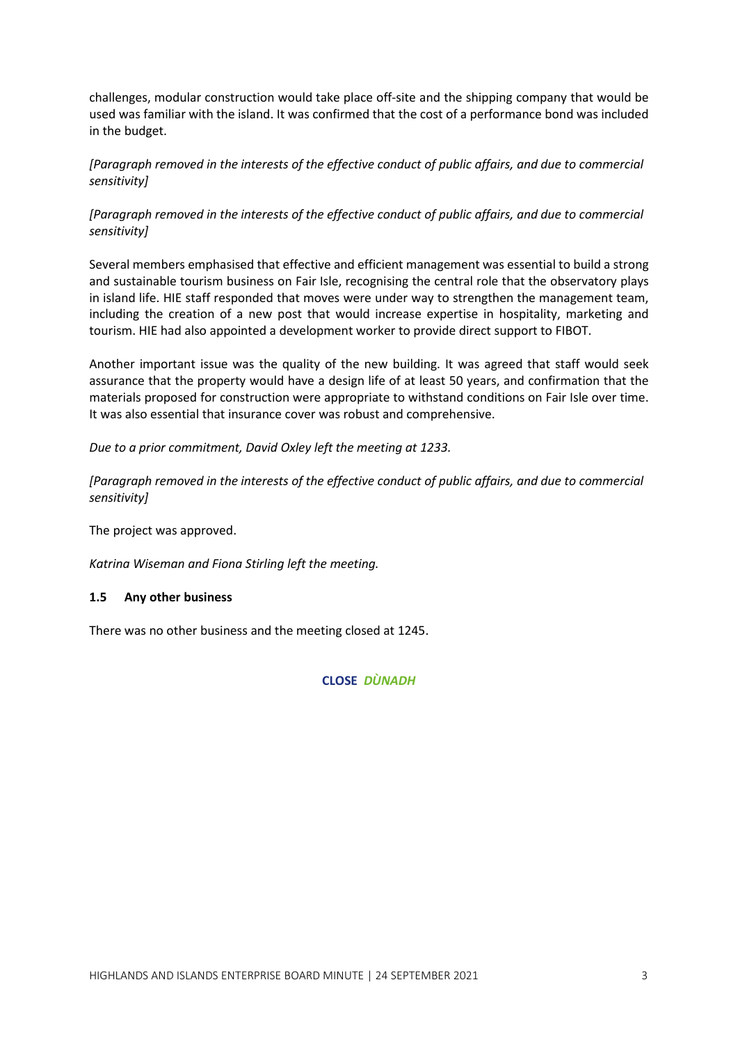challenges, modular construction would take place off-site and the shipping company that would be used was familiar with the island. It was confirmed that the cost of a performance bond was included in the budget.

*[Paragraph removed in the interests of the effective conduct of public affairs, and due to commercial sensitivity]*

*[Paragraph removed in the interests of the effective conduct of public affairs, and due to commercial sensitivity]*

Several members emphasised that effective and efficient management was essential to build a strong and sustainable tourism business on Fair Isle, recognising the central role that the observatory plays in island life. HIE staff responded that moves were under way to strengthen the management team, including the creation of a new post that would increase expertise in hospitality, marketing and tourism. HIE had also appointed a development worker to provide direct support to FIBOT.

Another important issue was the quality of the new building. It was agreed that staff would seek assurance that the property would have a design life of at least 50 years, and confirmation that the materials proposed for construction were appropriate to withstand conditions on Fair Isle over time. It was also essential that insurance cover was robust and comprehensive.

*Due to a prior commitment, David Oxley left the meeting at 1233.*

*[Paragraph removed in the interests of the effective conduct of public affairs, and due to commercial sensitivity]*

The project was approved.

*Katrina Wiseman and Fiona Stirling left the meeting.*

### 1.5 Any other business

There was no other business and the meeting closed at 1245.

**CLOSE** ***DÙNADH***